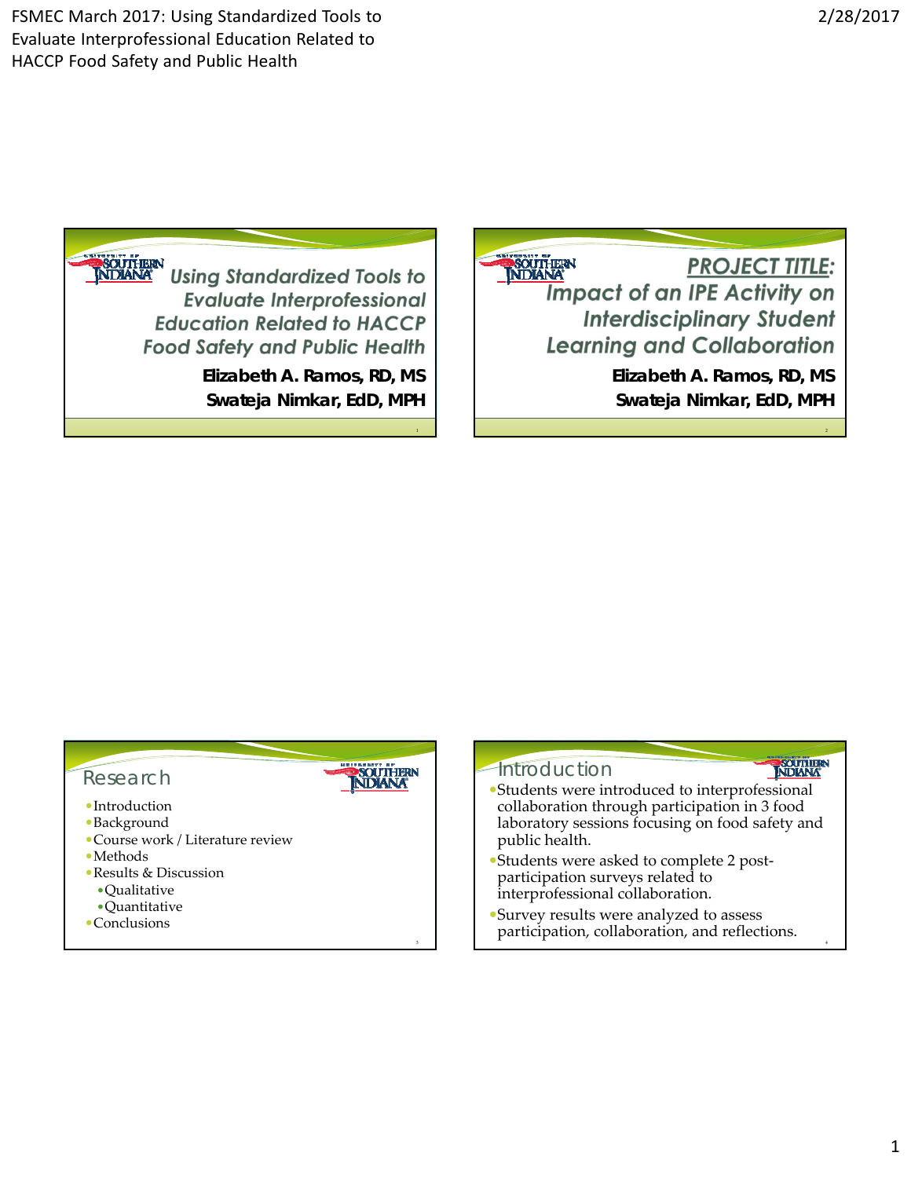# Using Standardized Tools to Evaluate Interprofessional Education Related to HACCP Food Safety and Public Health

**Elizabeth A. Ramos, RD, MS**
**Swateja Nimkar, EdD, MPH**

## PROJECT TITLE: Impact of an IPE Activity on Interdisciplinary Student Learning and Collaboration

**Elizabeth A. Ramos, RD, MS**
**Swateja Nimkar, EdD, MPH**

## Research

- Introduction
- Background
- Course work / Literature review
- Methods
- Results & Discussion
  - Qualitative
  - Quantitative
- Conclusions

## Introduction

- Students were introduced to interprofessional collaboration through participation in 3 food laboratory sessions focusing on food safety and public health.
- Students were asked to complete 2 post-participation surveys related to interprofessional collaboration.
- Survey results were analyzed to assess participation, collaboration, and reflections.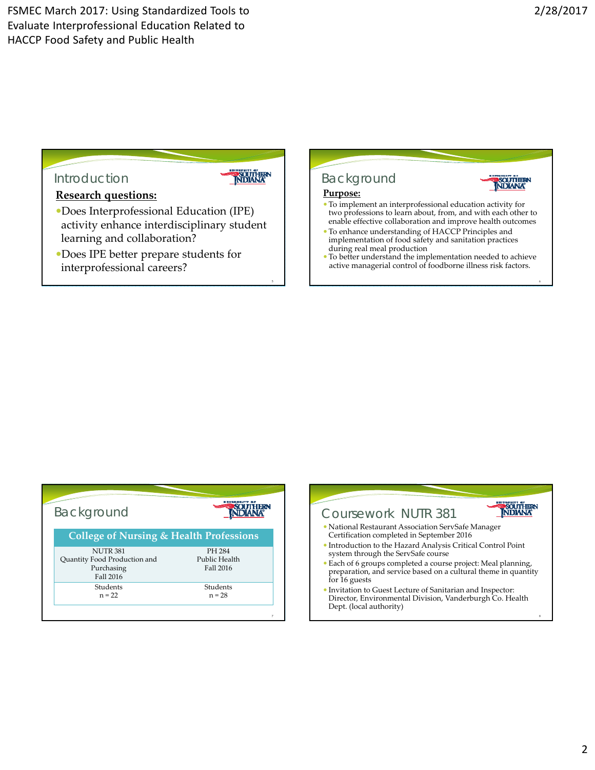## Introduction

**Research questions:**

- Does Interprofessional Education (IPE) activity enhance interdisciplinary student learning and collaboration?
- Does IPE better prepare students for interprofessional careers?

## Background

**Purpose:**

- To implement an interprofessional education activity for two professions to learn about, from, and with each other to enable effective collaboration and improve health outcomes
- To enhance understanding of HACCP Principles and implementation of food safety and sanitation practices during real meal production
- To better understand the implementation needed to achieve active managerial control of foodborne illness risk factors.

## Background

| College of Nursing & Health Professions | |
|---|---|
| NUTR 381<br>Quantity Food Production and Purchasing<br>Fall 2016 | PH 284<br>Public Health<br>Fall 2016 |
| Students<br>n = 22 | Students<br>n = 28 |

## Coursework NUTR 381

- National Restaurant Association ServSafe Manager Certification completed in September 2016
- Introduction to the Hazard Analysis Critical Control Point system through the ServSafe course
- Each of 6 groups completed a course project: Meal planning, preparation, and service based on a cultural theme in quantity for 16 guests
- Invitation to Guest Lecture of Sanitarian and Inspector: Director, Environmental Division, Vanderburgh Co. Health Dept. (local authority)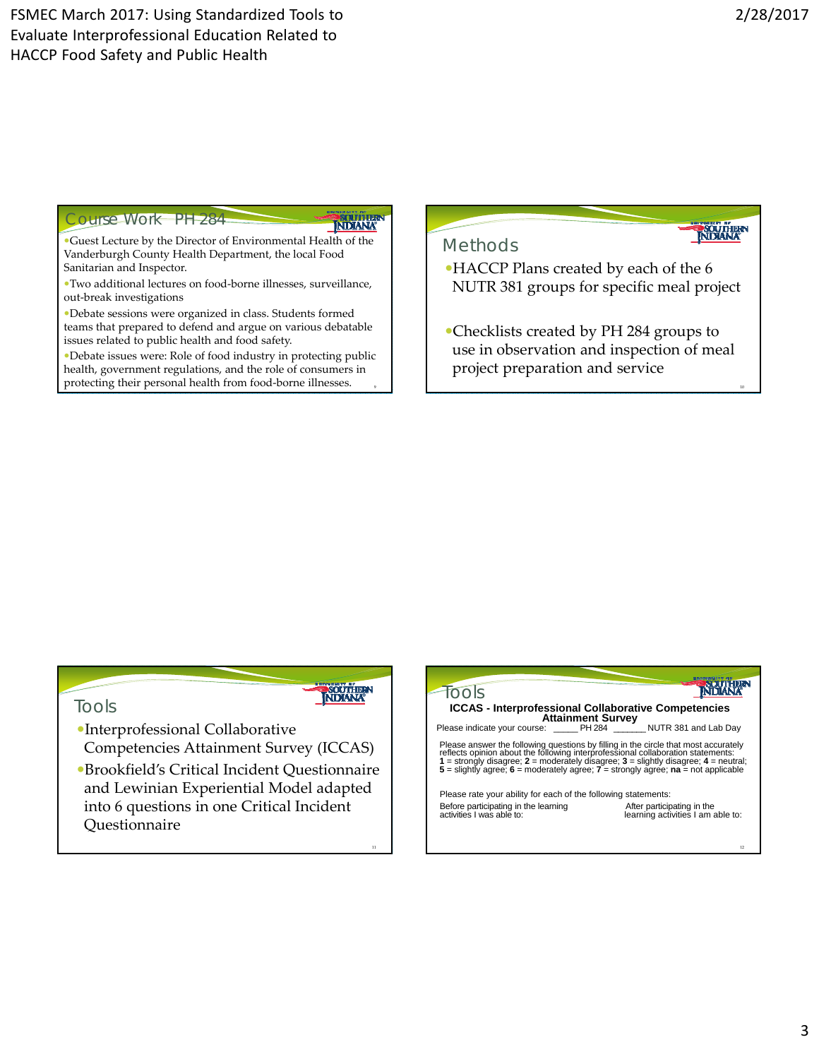## Course Work PH 284

- Guest Lecture by the Director of Environmental Health of the Vanderburgh County Health Department, the local Food Sanitarian and Inspector.
- Two additional lectures on food-borne illnesses, surveillance, out-break investigations
- Debate sessions were organized in class. Students formed teams that prepared to defend and argue on various debatable issues related to public health and food safety.
- Debate issues were: Role of food industry in protecting public health, government regulations, and the role of consumers in protecting their personal health from food-borne illnesses.

## Methods

- HACCP Plans created by each of the 6 NUTR 381 groups for specific meal project
- Checklists created by PH 284 groups to use in observation and inspection of meal project preparation and service

## Tools

- Interprofessional Collaborative Competencies Attainment Survey (ICCAS)
- Brookfield's Critical Incident Questionnaire and Lewinian Experiential Model adapted into 6 questions in one Critical Incident Questionnaire

## Tools

**ICCAS - Interprofessional Collaborative Competencies Attainment Survey**

Please indicate your course: _____ PH 284 _______ NUTR 381 and Lab Day

Please answer the following questions by filling in the circle that most accurately reflects opinion about the following interprofessional collaboration statements:
**1** = strongly disagree; **2** = moderately disagree; **3** = slightly disagree; **4** = neutral; **5** = slightly agree; **6** = moderately agree; **7** = strongly agree; **na** = not applicable

Please rate your ability for each of the following statements:

Before participating in the learning activities I was able to:

After participating in the learning activities I am able to: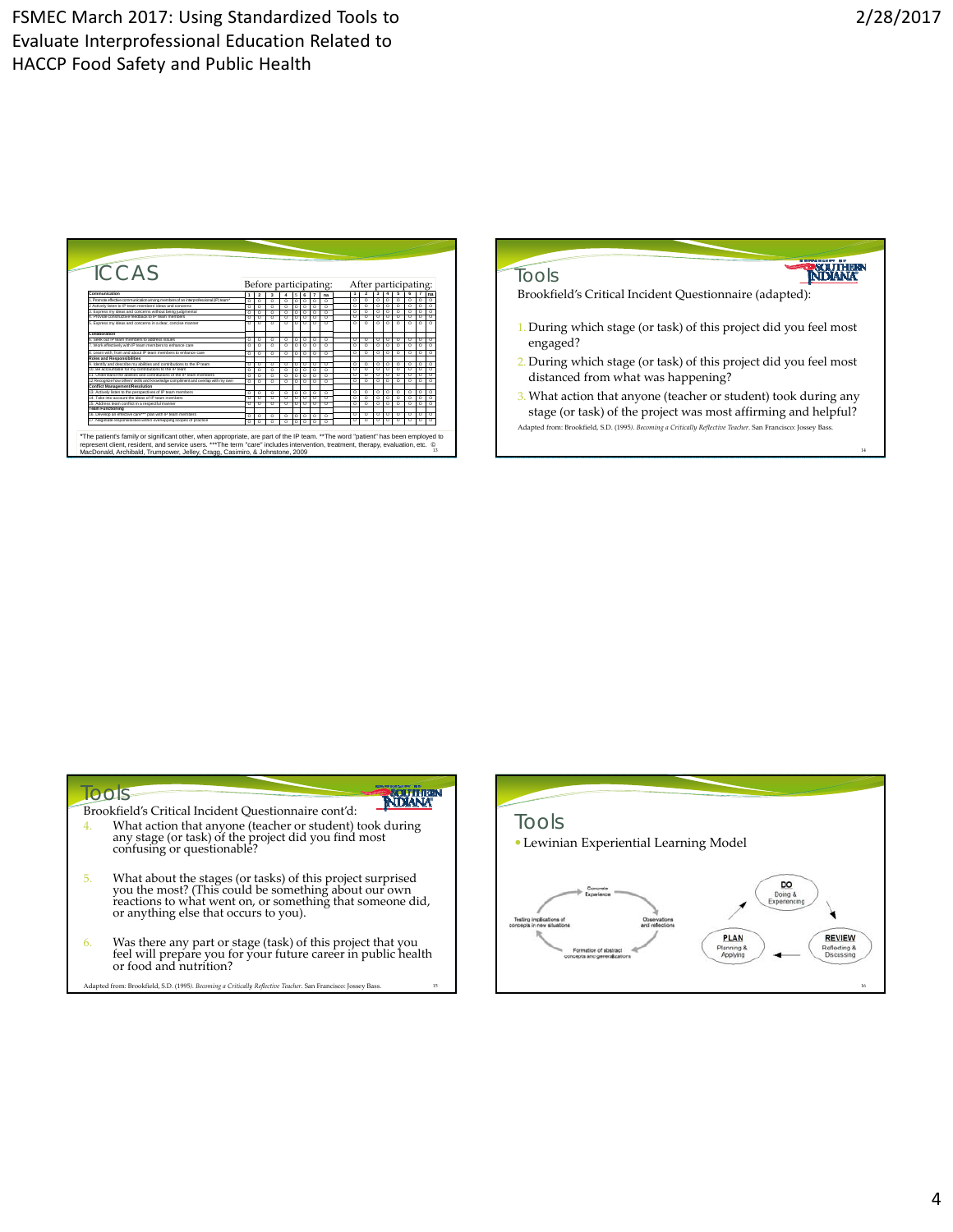# ICCAS

| | Before participating: | | | | | | | | After participating: | | | | | | | |
|---|---|---|---|---|---|---|---|---|---|---|---|---|---|---|---|---|
| **Communication** | 1 | 2 | 3 | 4 | 5 | 6 | 7 | na | 1 | 2 | 3 | 4 | 5 | 6 | 7 | na |
| 1. Promote effective communication among members of an interprofessional (IP) team* | O | O | O | O | O | O | O | O | O | O | O | O | O | O | O | O |
| 2. Actively listen to IP team members' ideas and concerns | O | O | O | O | O | O | O | O | O | O | O | O | O | O | O | O |
| 3. Express my ideas and concerns without being judgmental | O | O | O | O | O | O | O | O | O | O | O | O | O | O | O | O |
| 4. Provide constructive feedback to IP team members | O | O | O | O | O | O | O | O | O | O | O | O | O | O | O | O |
| 5. Express my ideas and concerns in a clear, concise manner | O | O | O | O | O | O | O | O | O | O | O | O | O | O | O | O |
| **Collaboration** | | | | | | | | | | | | | | | | |
| 6. Seek out IP team members to address issues | O | O | O | O | O | O | O | O | O | O | O | O | O | O | O | O |
| 7. Work effectively with IP team members to enhance care | O | O | O | O | O | O | O | O | O | O | O | O | O | O | O | O |
| 8. Learn with, from and about IP team members to enhance care | O | O | O | O | O | O | O | O | O | O | O | O | O | O | O | O |
| **Roles and Responsibilities** | | | | | | | | | | | | | | | | |
| 9. Identify and describe my abilities and contributions to the IP team | O | O | O | O | O | O | O | O | O | O | O | O | O | O | O | O |
| 10. Be accountable for my contributions to the IP team | O | O | O | O | O | O | O | O | O | O | O | O | O | O | O | O |
| 11. Understand the abilities and contributions of IP team members | O | O | O | O | O | O | O | O | O | O | O | O | O | O | O | O |
| 12. Recognize how others' skills and knowledge complement and overlap with my own | O | O | O | O | O | O | O | O | O | O | O | O | O | O | O | O |
| **Conflict Management/Resolution** | | | | | | | | | | | | | | | | |
| 13. Actively listen to the perspectives of IP team members | O | O | O | O | O | O | O | O | O | O | O | O | O | O | O | O |
| 14. Take into account the ideas of IP team members | O | O | O | O | O | O | O | O | O | O | O | O | O | O | O | O |
| 15. Address team conflict in a respectful manner | O | O | O | O | O | O | O | O | O | O | O | O | O | O | O | O |
| **Team Functioning** | | | | | | | | | | | | | | | | |
| 16. Develop an effective care** plan with IP team members | O | O | O | O | O | O | O | O | O | O | O | O | O | O | O | O |
| 17. Negotiate responsibilities within overlapping scopes of practice | O | O | O | O | O | O | O | O | O | O | O | O | O | O | O | O |

*The patient's family or significant other, when appropriate, are part of the IP team. **The word "patient" has been employed to represent client, resident, and service users. ***The term "care" includes intervention, treatment, therapy, evaluation, etc. © MacDonald, Archibald, Trumpower, Jelley, Cragg, Casimiro, & Johnstone, 2009

# Tools

Brookfield's Critical Incident Questionnaire (adapted):

1. During which stage (or task) of this project did you feel most engaged?
2. During which stage (or task) of this project did you feel most distanced from what was happening?
3. What action that anyone (teacher or student) took during any stage (or task) of the project was most affirming and helpful?

Adapted from: Brookfield, S.D. (1995). *Becoming a Critically Reflective Teacher*. San Francisco: Jossey Bass.

# Tools

Brookfield's Critical Incident Questionnaire cont'd:

4. What action that anyone (teacher or student) took during any stage (or task) of the project did you find most confusing or questionable?
5. What about the stages (or tasks) of this project surprised you the most? (This could be something about our own reactions to what went on, or something that someone did, or anything else that occurs to you).
6. Was there any part or stage (task) of this project that you feel will prepare you for your future career in public health or food and nutrition?

Adapted from: Brookfield, S.D. (1995). *Becoming a Critically Reflective Teacher*. San Francisco: Jossey Bass.

# Tools

- Lewinian Experiential Learning Model

Concrete Experience → Observations and reflections → Formation of abstract concepts and generalizations → Testing implications of concepts in new situations

DO (Doing & Experiencing) → REVIEW (Reflecting & Discussing) → PLAN (Planning & Applying)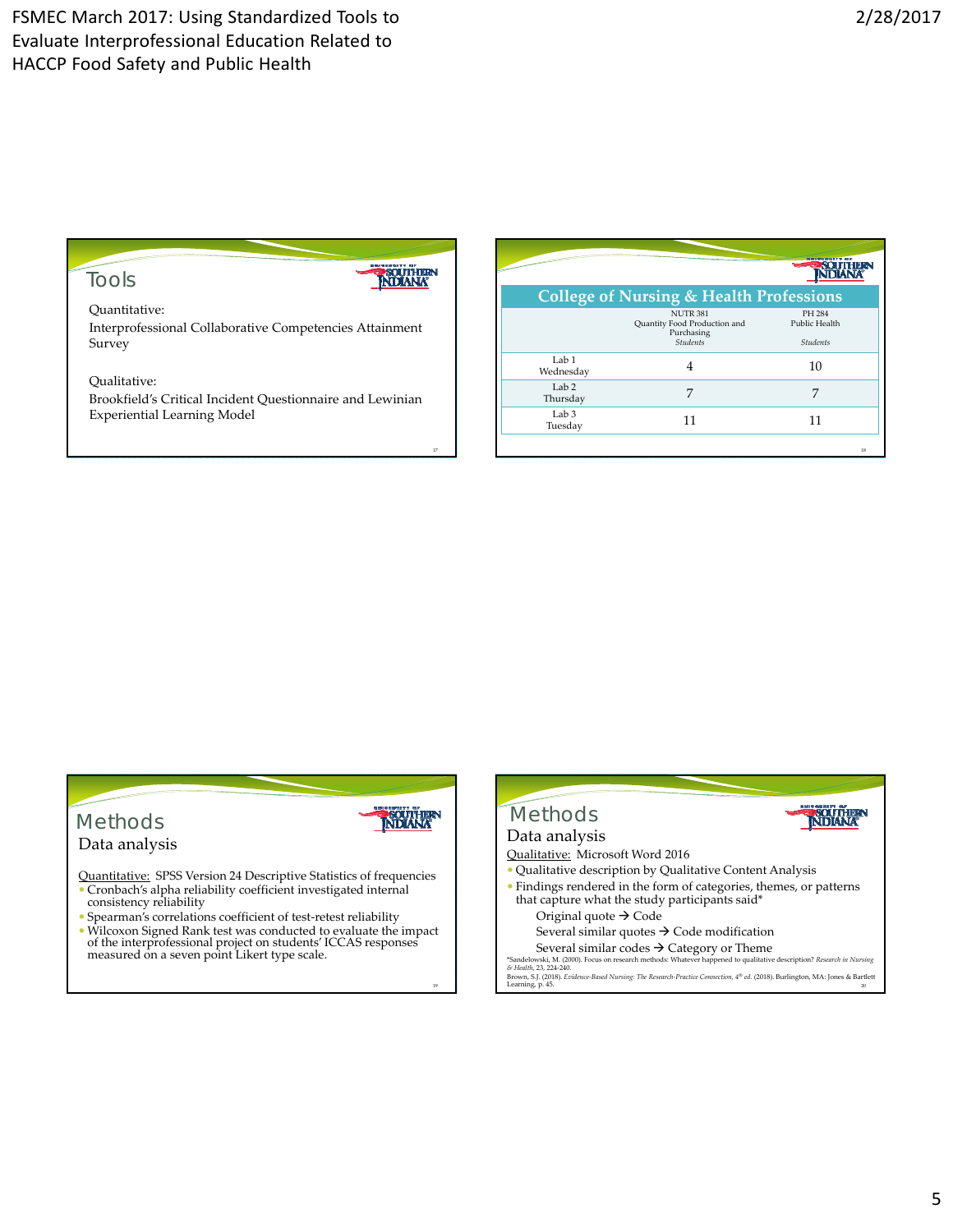## Tools

Quantitative:
Interprofessional Collaborative Competencies Attainment Survey

Qualitative:
Brookfield's Critical Incident Questionnaire and Lewinian Experiential Learning Model

## College of Nursing & Health Professions

| | NUTR 381 Quantity Food Production and Purchasing *Students* | PH 284 Public Health *Students* |
|---|---|---|
| Lab 1 Wednesday | 4 | 10 |
| Lab 2 Thursday | 7 | 7 |
| Lab 3 Tuesday | 11 | 11 |

## Methods

### Data analysis

Quantitative: SPSS Version 24 Descriptive Statistics of frequencies

- Cronbach's alpha reliability coefficient investigated internal consistency reliability
- Spearman's correlations coefficient of test-retest reliability
- Wilcoxon Signed Rank test was conducted to evaluate the impact of the interprofessional project on students' ICCAS responses measured on a seven point Likert type scale.

## Methods

### Data analysis

Qualitative: Microsoft Word 2016

- Qualitative description by Qualitative Content Analysis
- Findings rendered in the form of categories, themes, or patterns that capture what the study participants said*

  Original quote → Code

  Several similar quotes → Code modification

  Several similar codes → Category or Theme

*Sandelowski, M. (2000). Focus on research methods: Whatever happened to qualitative description? *Research in Nursing & Health*, 23, 224-240.
Brown, S.J. (2018). *Evidence-Based Nursing: The Research-Practice Connection, 4th ed.* (2018). Burlington, MA: Jones & Bartlett Learning, p. 45.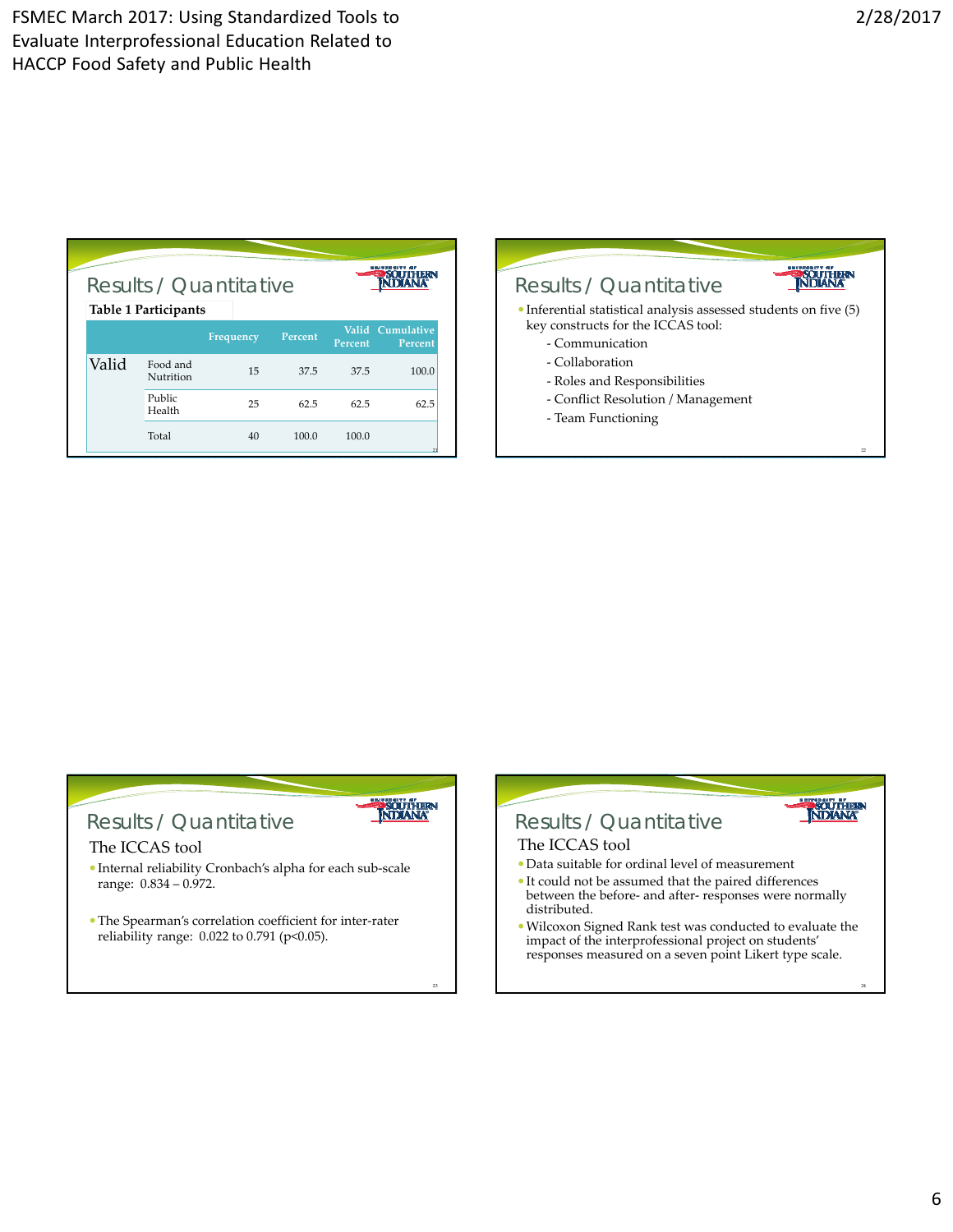## Results / Quantitative

**Table 1 Participants**

| | | Frequency | Percent | Valid Percent | Cumulative Percent |
|---|---|---|---|---|---|
| Valid | Food and Nutrition | 15 | 37.5 | 37.5 | 100.0 |
| | Public Health | 25 | 62.5 | 62.5 | 62.5 |
| | Total | 40 | 100.0 | 100.0 | |

## Results / Quantitative

- Inferential statistical analysis assessed students on five (5) key constructs for the ICCAS tool:
  - Communication
  - Collaboration
  - Roles and Responsibilities
  - Conflict Resolution / Management
  - Team Functioning

## Results / Quantitative

### The ICCAS tool

- Internal reliability Cronbach's alpha for each sub-scale range: 0.834 – 0.972.
- The Spearman's correlation coefficient for inter-rater reliability range: 0.022 to 0.791 ($p<0.05$).

## Results / Quantitative

### The ICCAS tool

- Data suitable for ordinal level of measurement
- It could not be assumed that the paired differences between the before- and after- responses were normally distributed.
- Wilcoxon Signed Rank test was conducted to evaluate the impact of the interprofessional project on students' responses measured on a seven point Likert type scale.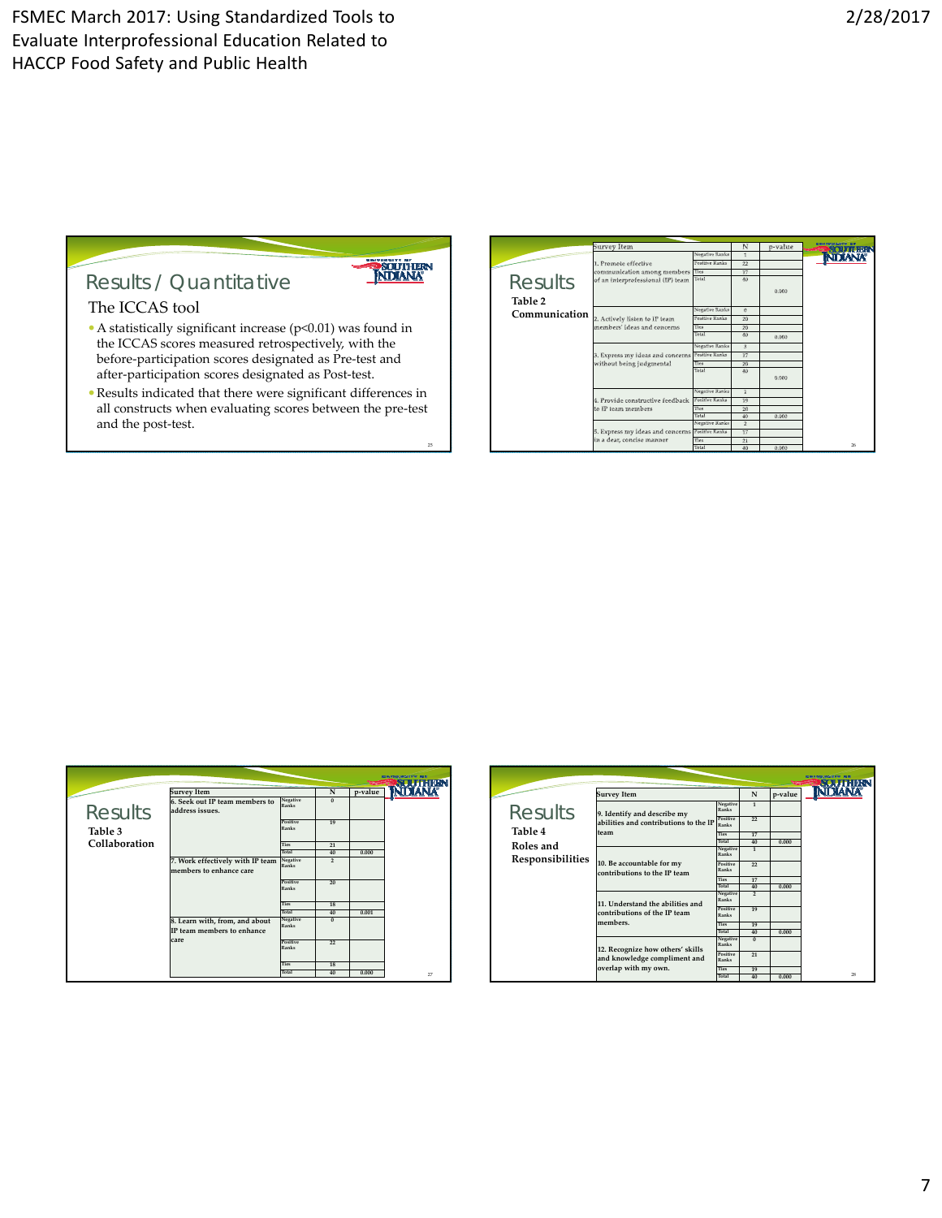## Results / Quantitative

### The ICCAS tool

- A statistically significant increase ($p<0.01$) was found in the ICCAS scores measured retrospectively, with the before-participation scores designated as Pre-test and after-participation scores designated as Post-test.
- Results indicated that there were significant differences in all constructs when evaluating scores between the pre-test and the post-test.

## Results

**Table 2**
**Communication**

| Survey Item | | N | p-value |
|---|---|---|---|
| 1. Promote effective communication among members of an interprofessional (IP) team | Negative Ranks | 1 | |
| | Positive Ranks | 22 | |
| | Ties | 17 | |
| | Total | 40 | 0.000 |
| 2. Actively listen to IP team members' ideas and concerns | Negative Ranks | 0 | |
| | Positive Ranks | 20 | |
| | Ties | 20 | |
| | Total | 40 | 0.000 |
| 3. Express my ideas and concerns without being judgmental | Negative Ranks | 3 | |
| | Positive Ranks | 17 | |
| | Ties | 20 | |
| | Total | 40 | 0.000 |
| 4. Provide constructive feedback to IP team members | Negative Ranks | 1 | |
| | Positive Ranks | 19 | |
| | Ties | 20 | |
| | Total | 40 | 0.000 |
| 5. Express my ideas and concerns in a clear, concise manner | Negative Ranks | 2 | |
| | Positive Ranks | 17 | |
| | Ties | 21 | |
| | Total | 40 | 0.000 |

## Results

**Table 3**
**Collaboration**

| Survey Item | | N | p-value |
|---|---|---|---|
| 6. Seek out IP team members to address issues. | Negative Ranks | 0 | |
| | Positive Ranks | 19 | |
| | Ties | 21 | |
| | Total | 40 | 0.000 |
| 7. Work effectively with IP team members to enhance care | Negative Ranks | 2 | |
| | Positive Ranks | 20 | |
| | Ties | 18 | |
| | Total | 40 | 0.001 |
| 8. Learn with, from, and about IP team members to enhance care | Negative Ranks | 0 | |
| | Positive Ranks | 22 | |
| | Ties | 18 | |
| | Total | 40 | 0.000 |

## Results

**Table 4**
**Roles and Responsibilities**

| Survey Item | | N | p-value |
|---|---|---|---|
| 9. Identify and describe my abilities and contributions to the IP team | Negative Ranks | 1 | |
| | Positive Ranks | 22 | |
| | Ties | 17 | |
| | Total | 40 | 0.000 |
| 10. Be accountable for my contributions to the IP team | Negative Ranks | 1 | |
| | Positive Ranks | 22 | |
| | Ties | 17 | |
| | Total | 40 | 0.000 |
| 11. Understand the abilities and contributions of the IP team members. | Negative Ranks | 2 | |
| | Positive Ranks | 19 | |
| | Ties | 19 | |
| | Total | 40 | 0.000 |
| 12. Recognize how others' skills and knowledge compliment and overlap with my own. | Negative Ranks | 0 | |
| | Positive Ranks | 21 | |
| | Ties | 19 | |
| | Total | 40 | 0.000 |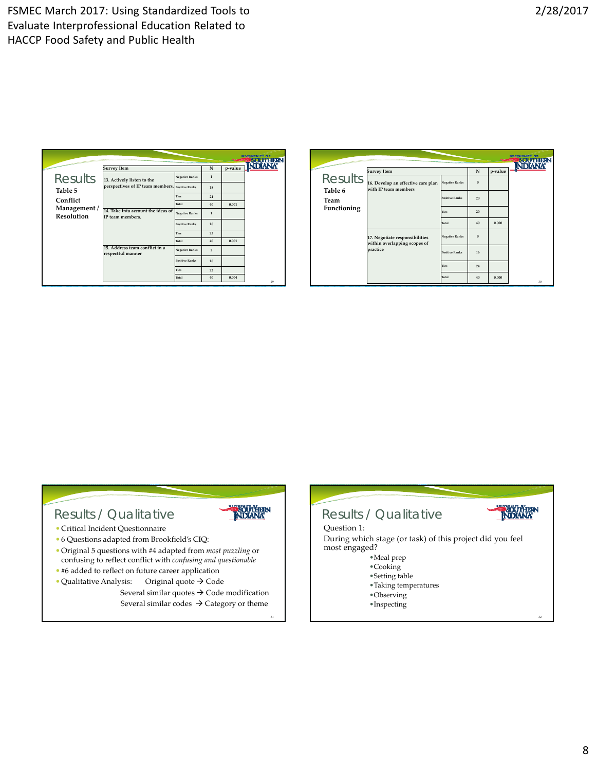## Results

**Table 5**

**Conflict Management / Resolution**

| Survey Item | | N | p-value |
|---|---|---|---|
| 13. Actively listen to the perspectives of IP team members. | Negative Ranks | 1 | |
| | Positive Ranks | 18 | |
| | Ties | 21 | |
| | Total | 40 | 0.001 |
| 14. Take into account the ideas of IP team members. | Negative Ranks | 1 | |
| | Positive Ranks | 16 | |
| | Ties | 23 | |
| | Total | 40 | 0.001 |
| 15. Address team conflict in a respectful manner | Negative Ranks | 2 | |
| | Positive Ranks | 16 | |
| | Ties | 22 | |
| | Total | 40 | 0.004 |

## Results

**Table 6**

**Team Functioning**

| Survey Item | | N | p-value |
|---|---|---|---|
| 16. Develop an effective care plan with IP team members | Negative Ranks | 0 | |
| | Positive Ranks | 20 | |
| | Ties | 20 | |
| | Total | 40 | 0.000 |
| 17. Negotiate responsibilities within overlapping scopes of practice | Negative Ranks | 0 | |
| | Positive Ranks | 16 | |
| | Ties | 24 | |
| | Total | 40 | 0.000 |

## Results / Qualitative

- Critical Incident Questionnaire
- 6 Questions adapted from Brookfield's CIQ:
- Original 5 questions with #4 adapted from *most puzzling* or confusing to reflect conflict with *confusing and questionable*
- #6 added to reflect on future career application
- Qualitative Analysis: Original quote → Code
  Several similar quotes → Code modification
  Several similar codes → Category or theme

## Results / Qualitative

Question 1:

During which stage (or task) of this project did you feel most engaged?

- Meal prep
- Cooking
- Setting table
- Taking temperatures
- Observing
- Inspecting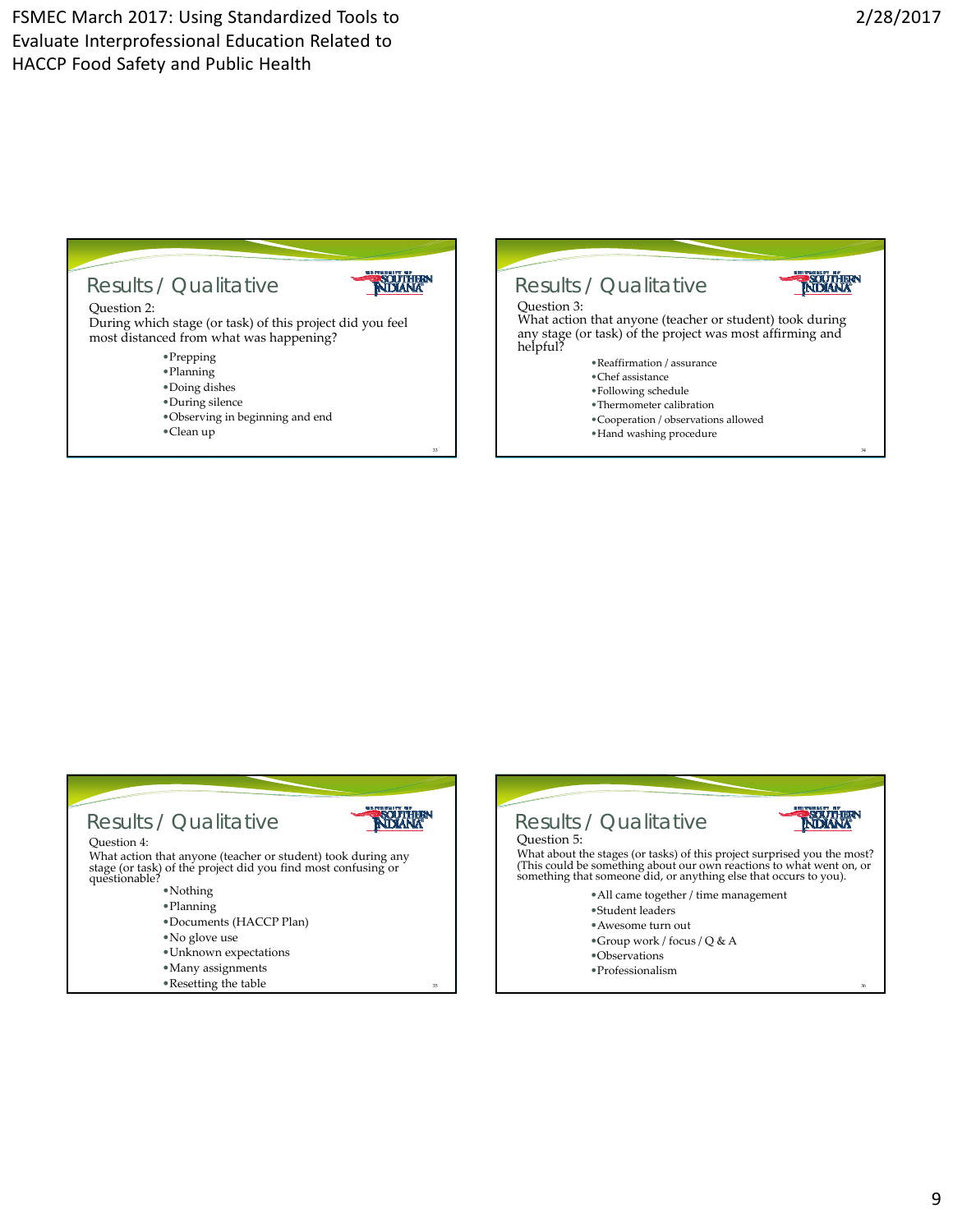## Results / Qualitative

Question 2:
During which stage (or task) of this project did you feel most distanced from what was happening?

- Prepping
- Planning
- Doing dishes
- During silence
- Observing in beginning and end
- Clean up

## Results / Qualitative

Question 3:
What action that anyone (teacher or student) took during any stage (or task) of the project was most affirming and helpful?

- Reaffirmation / assurance
- Chef assistance
- Following schedule
- Thermometer calibration
- Cooperation / observations allowed
- Hand washing procedure

## Results / Qualitative

Question 4:
What action that anyone (teacher or student) took during any stage (or task) of the project did you find most confusing or questionable?

- Nothing
- Planning
- Documents (HACCP Plan)
- No glove use
- Unknown expectations
- Many assignments
- Resetting the table

## Results / Qualitative

Question 5:
What about the stages (or tasks) of this project surprised you the most? (This could be something about our own reactions to what went on, or something that someone did, or anything else that occurs to you).

- All came together / time management
- Student leaders
- Awesome turn out
- Group work / focus / Q & A
- Observations
- Professionalism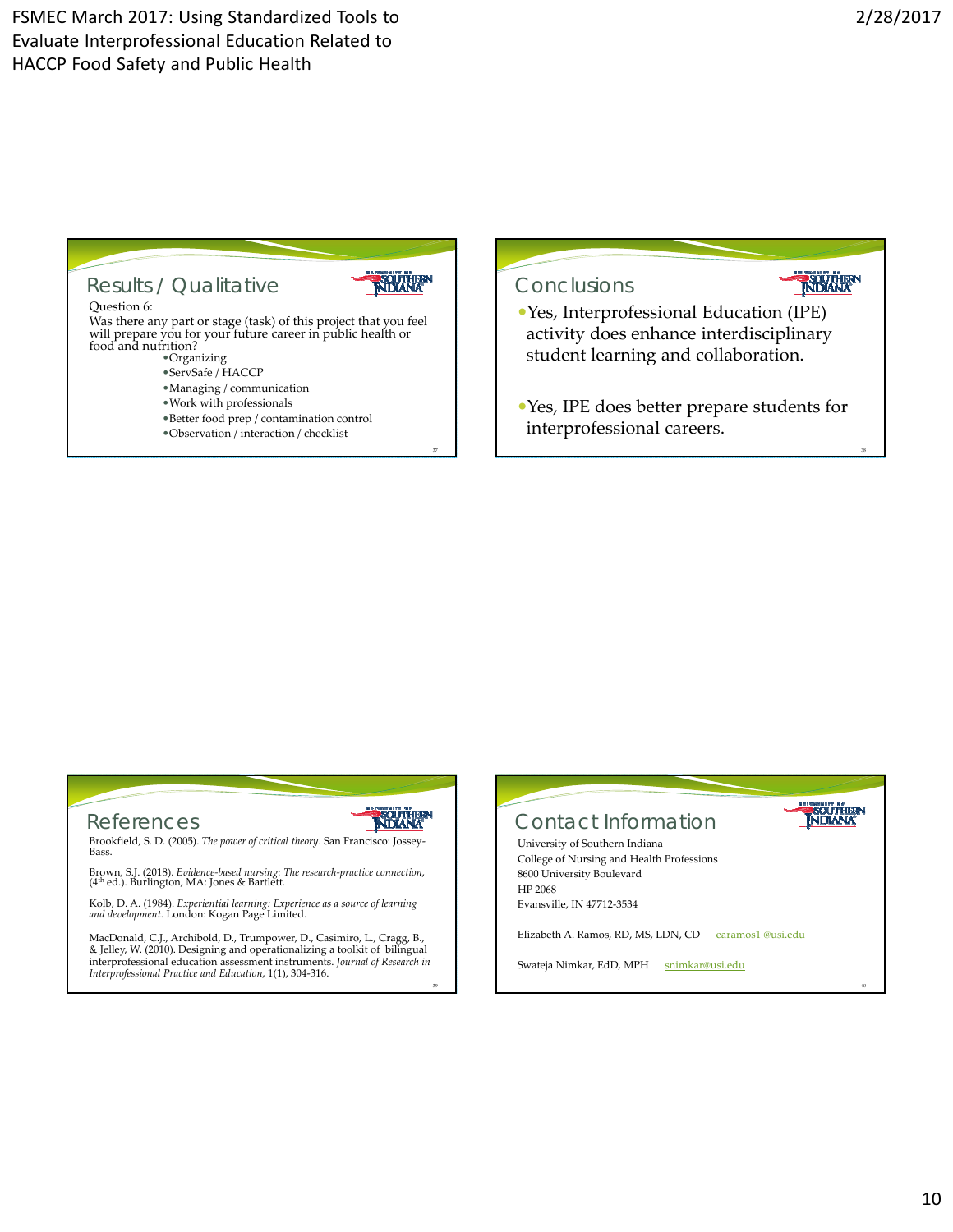## Results / Qualitative

Question 6:

Was there any part or stage (task) of this project that you feel will prepare you for your future career in public health or food and nutrition?

- Organizing
- ServSafe / HACCP
- Managing / communication
- Work with professionals
- Better food prep / contamination control
- Observation / interaction / checklist

## Conclusions

- Yes, Interprofessional Education (IPE) activity does enhance interdisciplinary student learning and collaboration.
- Yes, IPE does better prepare students for interprofessional careers.

## References

Brookfield, S. D. (2005). *The power of critical theory*. San Francisco: Jossey-Bass.

Brown, S.J. (2018). *Evidence-based nursing: The research-practice connection*, (4th ed.). Burlington, MA: Jones & Bartlett.

Kolb, D. A. (1984). *Experiential learning: Experience as a source of learning and development.* London: Kogan Page Limited.

MacDonald, C.J., Archibold, D., Trumpower, D., Casimiro, L., Cragg, B., & Jelley, W. (2010). Designing and operationalizing a toolkit of bilingual interprofessional education assessment instruments. *Journal of Research in Interprofessional Practice and Education*, 1(1), 304-316.

## Contact Information

University of Southern Indiana
College of Nursing and Health Professions
8600 University Boulevard
HP 2068
Evansville, IN 47712-3534

Elizabeth A. Ramos, RD, MS, LDN, CD earamos1 @usi.edu

Swateja Nimkar, EdD, MPH snimkar@usi.edu